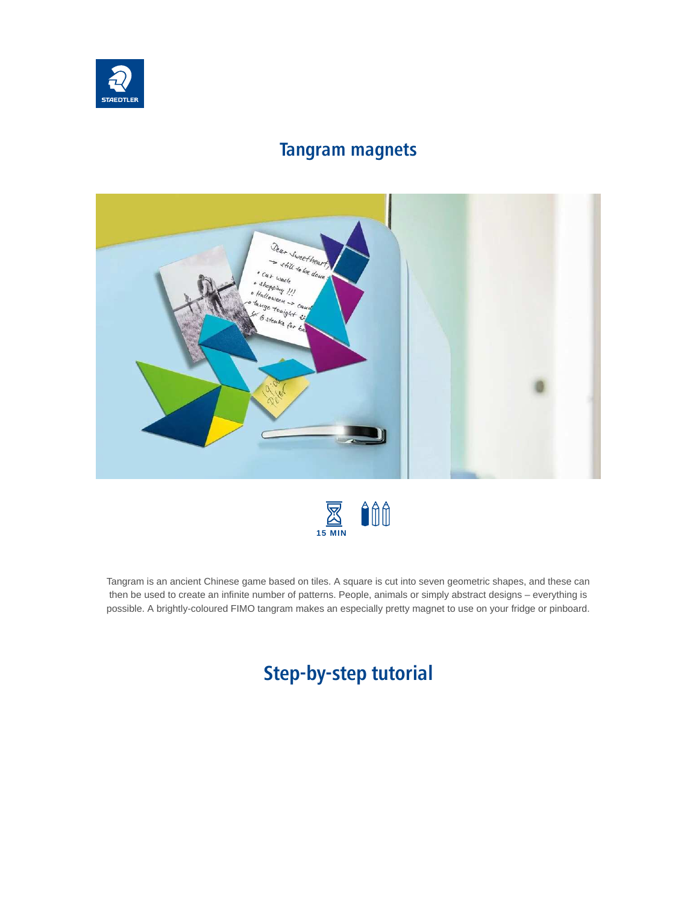# Tangram magnets

15 MIN

Tangram is an ancient Chinese game based on tiles. A square is cut into seven geometric shapes, and these can then be used to create an infinite number of patterns. People, animals or simply abstract designs – everything is possible. A brightly-coloured FIMO tangram makes an especially pretty magnet to use on your fridge or pinboard.

## Step-by-step tutorial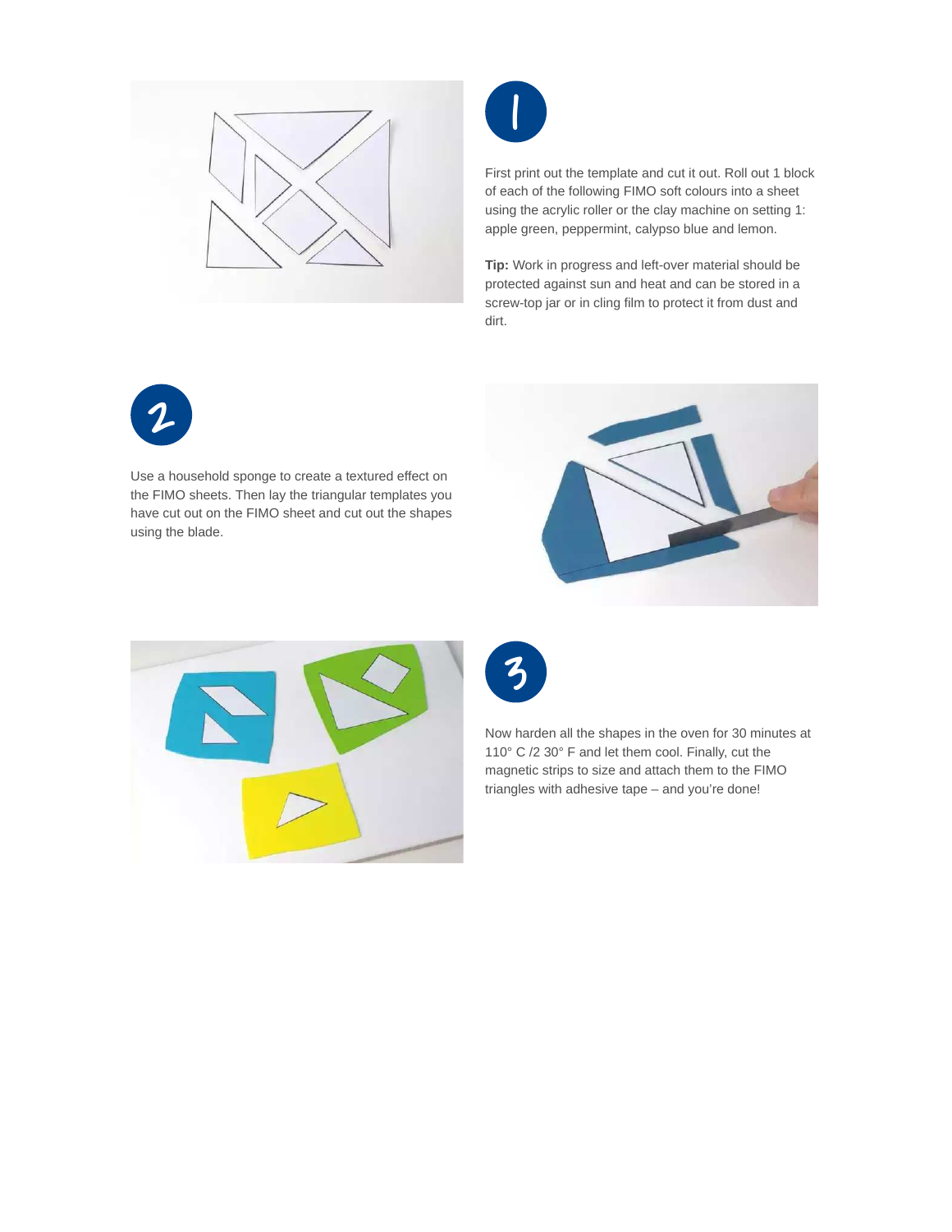1

First print out the template and cut it out. Roll out 1 block of each of the following FIMO soft colours into a sheet using the acrylic roller or the clay machine on setting 1: apple green, peppermint, calypso blue and lemon.

**Tip:** Work in progress and left-over material should be protected against sun and heat and can be stored in a screw-top jar or in cling film to protect it from dust and dirt.

2

Use a household sponge to create a textured effect on the FIMO sheets. Then lay the triangular templates you have cut out on the FIMO sheet and cut out the shapes using the blade.

3

Now harden all the shapes in the oven for 30 minutes at 110° C /2 30° F and let them cool. Finally, cut the magnetic strips to size and attach them to the FIMO triangles with adhesive tape – and you're done!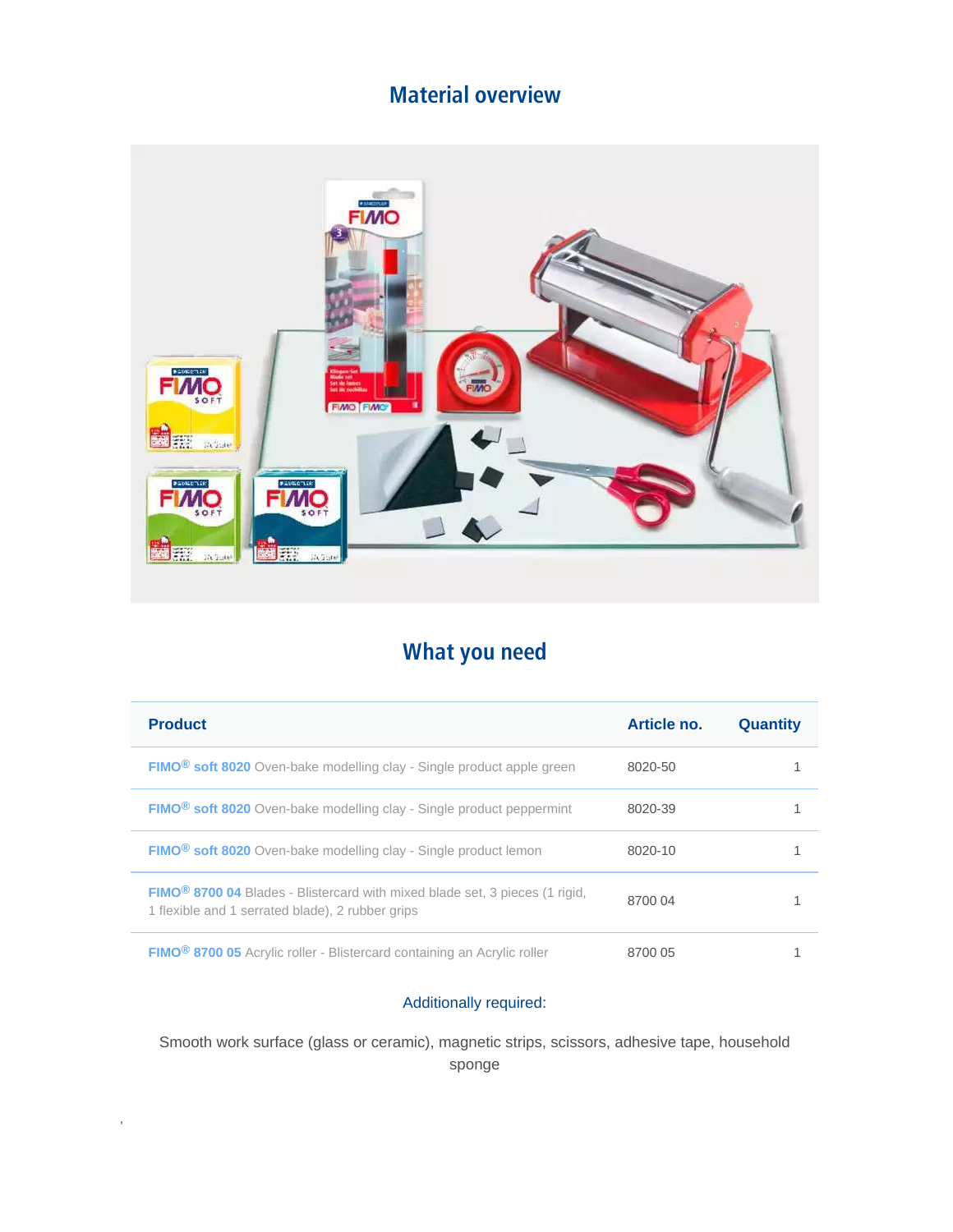## Material overview

## What you need

| Product | Article no. | Quantity |
|---|---|---|
| **FIMO® soft 8020** Oven-bake modelling clay - Single product apple green | 8020-50 | 1 |
| **FIMO® soft 8020** Oven-bake modelling clay - Single product peppermint | 8020-39 | 1 |
| **FIMO® soft 8020** Oven-bake modelling clay - Single product lemon | 8020-10 | 1 |
| **FIMO® 8700 04** Blades - Blistercard with mixed blade set, 3 pieces (1 rigid, 1 flexible and 1 serrated blade), 2 rubber grips | 8700 04 | 1 |
| **FIMO® 8700 05** Acrylic roller - Blistercard containing an Acrylic roller | 8700 05 | 1 |

Additionally required:

Smooth work surface (glass or ceramic), magnetic strips, scissors, adhesive tape, household sponge